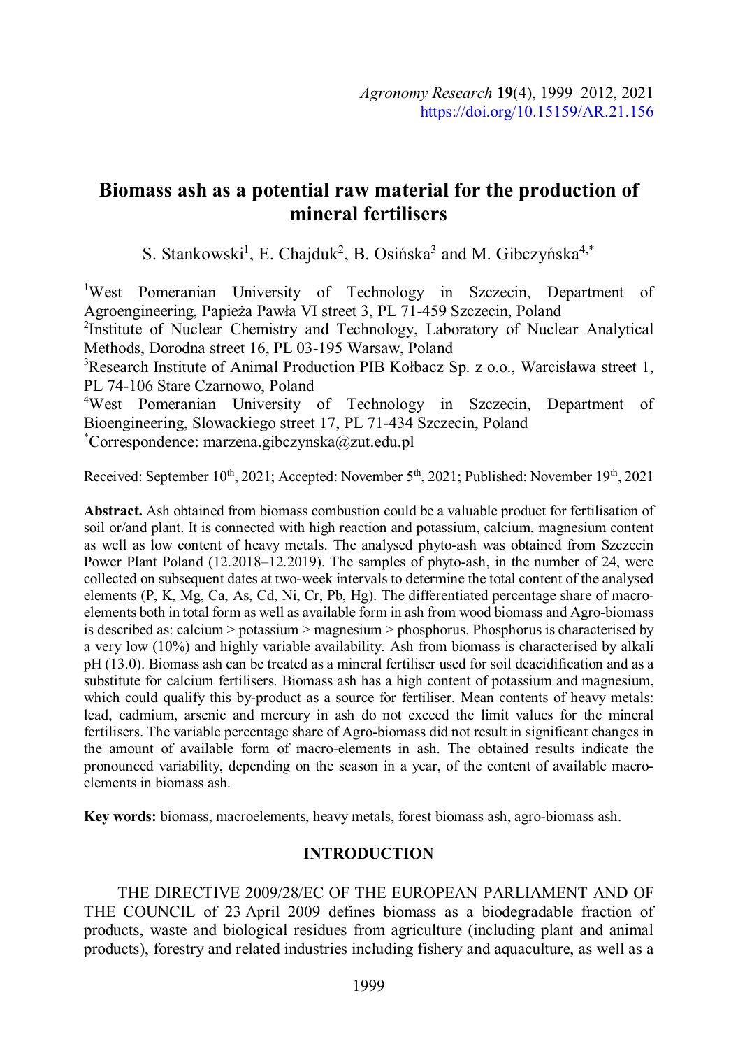# Biomass ash as a potential raw material for the production of mineral fertilisers

S. Stankowski[1], E. Chajduk[2], B. Osińska[3] and M. Gibczyńska[4,*]

[1]West Pomeranian University of Technology in Szczecin, Department of Agroengineering, Papieża Pawła VI street 3, PL 71-459 Szczecin, Poland
[2]Institute of Nuclear Chemistry and Technology, Laboratory of Nuclear Analytical Methods, Dorodna street 16, PL 03-195 Warsaw, Poland
[3]Research Institute of Animal Production PIB Kołbacz Sp. z o.o., Warcisława street 1, PL 74-106 Stare Czarnowo, Poland
[4]West Pomeranian University of Technology in Szczecin, Department of Bioengineering, Slowackiego street 17, PL 71-434 Szczecin, Poland
[*]Correspondence: marzena.gibczynska@zut.edu.pl

Received: September 10th, 2021; Accepted: November 5th, 2021; Published: November 19th, 2021

**Abstract.** Ash obtained from biomass combustion could be a valuable product for fertilisation of soil or/and plant. It is connected with high reaction and potassium, calcium, magnesium content as well as low content of heavy metals. The analysed phyto-ash was obtained from Szczecin Power Plant Poland (12.2018–12.2019). The samples of phyto-ash, in the number of 24, were collected on subsequent dates at two-week intervals to determine the total content of the analysed elements (P, K, Mg, Ca, As, Cd, Ni, Cr, Pb, Hg). The differentiated percentage share of macro-elements both in total form as well as available form in ash from wood biomass and Agro-biomass is described as: calcium > potassium > magnesium > phosphorus. Phosphorus is characterised by a very low (10%) and highly variable availability. Ash from biomass is characterised by alkali pH (13.0). Biomass ash can be treated as a mineral fertiliser used for soil deacidification and as a substitute for calcium fertilisers. Biomass ash has a high content of potassium and magnesium, which could qualify this by-product as a source for fertiliser. Mean contents of heavy metals: lead, cadmium, arsenic and mercury in ash do not exceed the limit values for the mineral fertilisers. The variable percentage share of Agro-biomass did not result in significant changes in the amount of available form of macro-elements in ash. The obtained results indicate the pronounced variability, depending on the season in a year, of the content of available macro-elements in biomass ash.

**Key words:** biomass, macroelements, heavy metals, forest biomass ash, agro-biomass ash.

## INTRODUCTION

THE DIRECTIVE 2009/28/EC OF THE EUROPEAN PARLIAMENT AND OF THE COUNCIL of 23 April 2009 defines biomass as a biodegradable fraction of products, waste and biological residues from agriculture (including plant and animal products), forestry and related industries including fishery and aquaculture, as well as a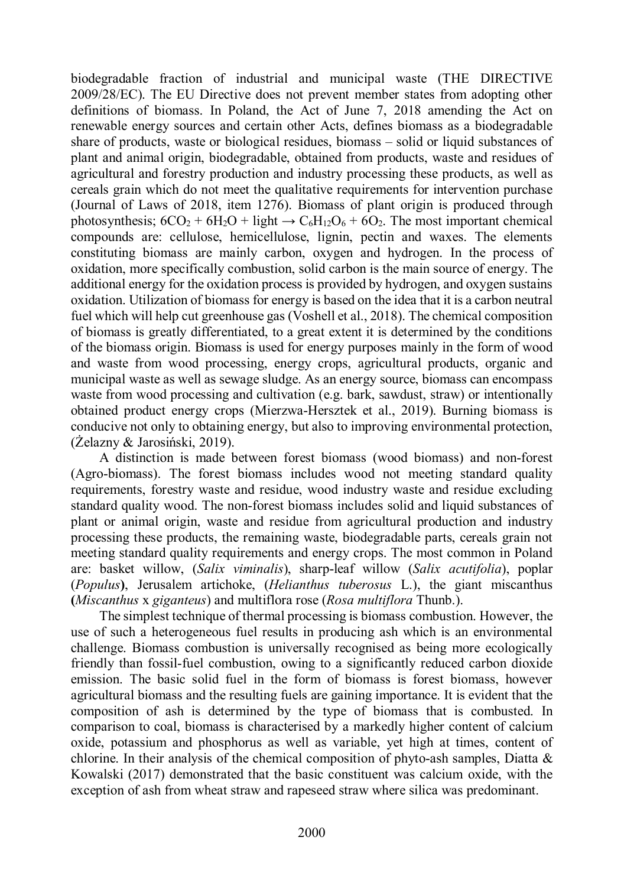biodegradable fraction of industrial and municipal waste (THE DIRECTIVE 2009/28/EC). The EU Directive does not prevent member states from adopting other definitions of biomass. In Poland, the Act of June 7, 2018 amending the Act on renewable energy sources and certain other Acts, defines biomass as a biodegradable share of products, waste or biological residues, biomass – solid or liquid substances of plant and animal origin, biodegradable, obtained from products, waste and residues of agricultural and forestry production and industry processing these products, as well as cereals grain which do not meet the qualitative requirements for intervention purchase (Journal of Laws of 2018, item 1276). Biomass of plant origin is produced through photosynthesis; $6CO_2 + 6H_2O + \text{light} \rightarrow C_6H_{12}O_6 + 6O_2$. The most important chemical compounds are: cellulose, hemicellulose, lignin, pectin and waxes. The elements constituting biomass are mainly carbon, oxygen and hydrogen. In the process of oxidation, more specifically combustion, solid carbon is the main source of energy. The additional energy for the oxidation process is provided by hydrogen, and oxygen sustains oxidation. Utilization of biomass for energy is based on the idea that it is a carbon neutral fuel which will help cut greenhouse gas (Voshell et al., 2018). The chemical composition of biomass is greatly differentiated, to a great extent it is determined by the conditions of the biomass origin. Biomass is used for energy purposes mainly in the form of wood and waste from wood processing, energy crops, agricultural products, organic and municipal waste as well as sewage sludge. As an energy source, biomass can encompass waste from wood processing and cultivation (e.g. bark, sawdust, straw) or intentionally obtained product energy crops (Mierzwa-Hersztek et al., 2019). Burning biomass is conducive not only to obtaining energy, but also to improving environmental protection, (Żelazny & Jarosiński, 2019).

A distinction is made between forest biomass (wood biomass) and non-forest (Agro-biomass). The forest biomass includes wood not meeting standard quality requirements, forestry waste and residue, wood industry waste and residue excluding standard quality wood. The non-forest biomass includes solid and liquid substances of plant or animal origin, waste and residue from agricultural production and industry processing these products, the remaining waste, biodegradable parts, cereals grain not meeting standard quality requirements and energy crops. The most common in Poland are: basket willow, (*Salix viminalis*), sharp-leaf willow (*Salix acutifolia*), poplar (*Populus*), Jerusalem artichoke, (*Helianthus tuberosus* L.), the giant miscanthus (*Miscanthus* x *giganteus*) and multiflora rose (*Rosa multiflora* Thunb.).

The simplest technique of thermal processing is biomass combustion. However, the use of such a heterogeneous fuel results in producing ash which is an environmental challenge. Biomass combustion is universally recognised as being more ecologically friendly than fossil-fuel combustion, owing to a significantly reduced carbon dioxide emission. The basic solid fuel in the form of biomass is forest biomass, however agricultural biomass and the resulting fuels are gaining importance. It is evident that the composition of ash is determined by the type of biomass that is combusted. In comparison to coal, biomass is characterised by a markedly higher content of calcium oxide, potassium and phosphorus as well as variable, yet high at times, content of chlorine. In their analysis of the chemical composition of phyto-ash samples, Diatta & Kowalski (2017) demonstrated that the basic constituent was calcium oxide, with the exception of ash from wheat straw and rapeseed straw where silica was predominant.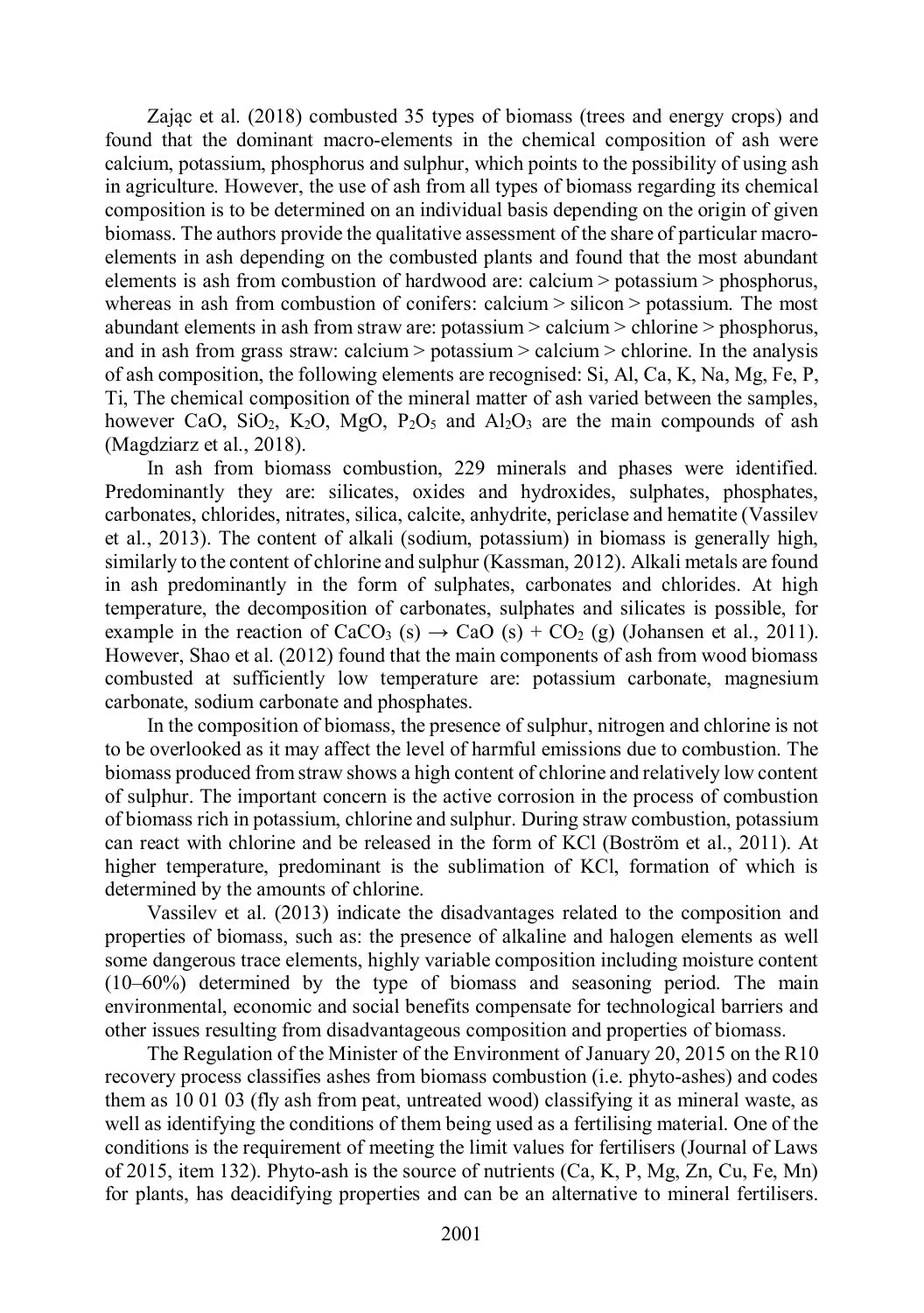Zając et al. (2018) combusted 35 types of biomass (trees and energy crops) and found that the dominant macro-elements in the chemical composition of ash were calcium, potassium, phosphorus and sulphur, which points to the possibility of using ash in agriculture. However, the use of ash from all types of biomass regarding its chemical composition is to be determined on an individual basis depending on the origin of given biomass. The authors provide the qualitative assessment of the share of particular macro-elements in ash depending on the combusted plants and found that the most abundant elements is ash from combustion of hardwood are: calcium > potassium > phosphorus, whereas in ash from combustion of conifers: calcium > silicon > potassium. The most abundant elements in ash from straw are: potassium > calcium > chlorine > phosphorus, and in ash from grass straw: calcium > potassium > calcium > chlorine. In the analysis of ash composition, the following elements are recognised: Si, Al, Ca, K, Na, Mg, Fe, P, Ti, The chemical composition of the mineral matter of ash varied between the samples, however CaO, $SiO_2$, $K_2O$, MgO, $P_2O_5$ and $Al_2O_3$ are the main compounds of ash (Magdziarz et al., 2018).

In ash from biomass combustion, 229 minerals and phases were identified. Predominantly they are: silicates, oxides and hydroxides, sulphates, phosphates, carbonates, chlorides, nitrates, silica, calcite, anhydrite, periclase and hematite (Vassilev et al., 2013). The content of alkali (sodium, potassium) in biomass is generally high, similarly to the content of chlorine and sulphur (Kassman, 2012). Alkali metals are found in ash predominantly in the form of sulphates, carbonates and chlorides. At high temperature, the decomposition of carbonates, sulphates and silicates is possible, for example in the reaction of $CaCO_3$ (s) → CaO (s) + $CO_2$ (g) (Johansen et al., 2011). However, Shao et al. (2012) found that the main components of ash from wood biomass combusted at sufficiently low temperature are: potassium carbonate, magnesium carbonate, sodium carbonate and phosphates.

In the composition of biomass, the presence of sulphur, nitrogen and chlorine is not to be overlooked as it may affect the level of harmful emissions due to combustion. The biomass produced from straw shows a high content of chlorine and relatively low content of sulphur. The important concern is the active corrosion in the process of combustion of biomass rich in potassium, chlorine and sulphur. During straw combustion, potassium can react with chlorine and be released in the form of KCl (Boström et al., 2011). At higher temperature, predominant is the sublimation of KCl, formation of which is determined by the amounts of chlorine.

Vassilev et al. (2013) indicate the disadvantages related to the composition and properties of biomass, such as: the presence of alkaline and halogen elements as well some dangerous trace elements, highly variable composition including moisture content (10–60%) determined by the type of biomass and seasoning period. The main environmental, economic and social benefits compensate for technological barriers and other issues resulting from disadvantageous composition and properties of biomass.

The Regulation of the Minister of the Environment of January 20, 2015 on the R10 recovery process classifies ashes from biomass combustion (i.e. phyto-ashes) and codes them as 10 01 03 (fly ash from peat, untreated wood) classifying it as mineral waste, as well as identifying the conditions of them being used as a fertilising material. One of the conditions is the requirement of meeting the limit values for fertilisers (Journal of Laws of 2015, item 132). Phyto-ash is the source of nutrients (Ca, K, P, Mg, Zn, Cu, Fe, Mn) for plants, has deacidifying properties and can be an alternative to mineral fertilisers.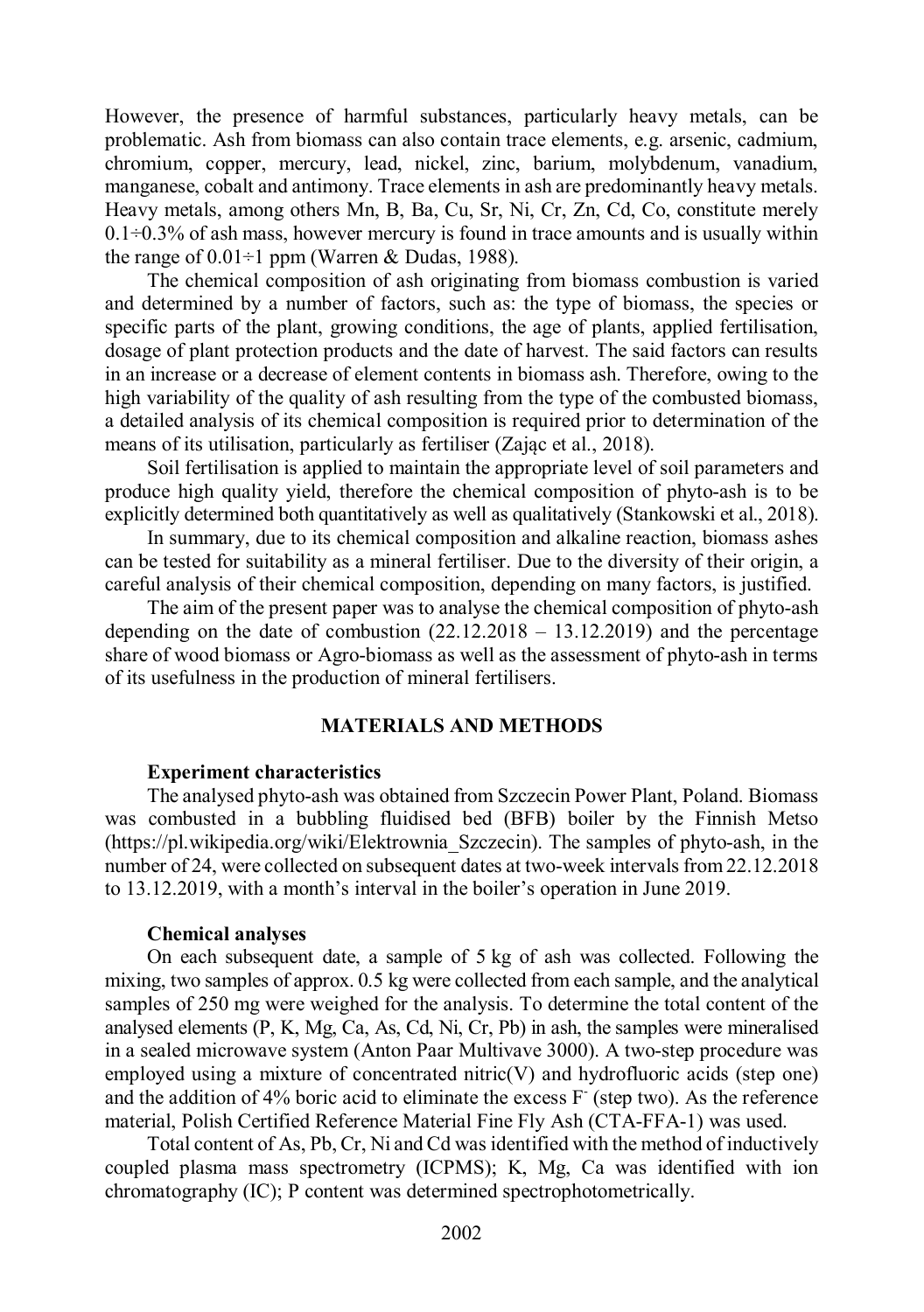However, the presence of harmful substances, particularly heavy metals, can be problematic. Ash from biomass can also contain trace elements, e.g. arsenic, cadmium, chromium, copper, mercury, lead, nickel, zinc, barium, molybdenum, vanadium, manganese, cobalt and antimony. Trace elements in ash are predominantly heavy metals. Heavy metals, among others Mn, B, Ba, Cu, Sr, Ni, Cr, Zn, Cd, Co, constitute merely 0.1÷0.3% of ash mass, however mercury is found in trace amounts and is usually within the range of 0.01÷1 ppm (Warren & Dudas, 1988).

The chemical composition of ash originating from biomass combustion is varied and determined by a number of factors, such as: the type of biomass, the species or specific parts of the plant, growing conditions, the age of plants, applied fertilisation, dosage of plant protection products and the date of harvest. The said factors can results in an increase or a decrease of element contents in biomass ash. Therefore, owing to the high variability of the quality of ash resulting from the type of the combusted biomass, a detailed analysis of its chemical composition is required prior to determination of the means of its utilisation, particularly as fertiliser (Zając et al., 2018).

Soil fertilisation is applied to maintain the appropriate level of soil parameters and produce high quality yield, therefore the chemical composition of phyto-ash is to be explicitly determined both quantitatively as well as qualitatively (Stankowski et al., 2018).

In summary, due to its chemical composition and alkaline reaction, biomass ashes can be tested for suitability as a mineral fertiliser. Due to the diversity of their origin, a careful analysis of their chemical composition, depending on many factors, is justified.

The aim of the present paper was to analyse the chemical composition of phyto-ash depending on the date of combustion (22.12.2018 – 13.12.2019) and the percentage share of wood biomass or Agro-biomass as well as the assessment of phyto-ash in terms of its usefulness in the production of mineral fertilisers.

## MATERIALS AND METHODS

### Experiment characteristics

The analysed phyto-ash was obtained from Szczecin Power Plant, Poland. Biomass was combusted in a bubbling fluidised bed (BFB) boiler by the Finnish Metso (https://pl.wikipedia.org/wiki/Elektrownia_Szczecin). The samples of phyto-ash, in the number of 24, were collected on subsequent dates at two-week intervals from 22.12.2018 to 13.12.2019, with a month's interval in the boiler's operation in June 2019.

### Chemical analyses

On each subsequent date, a sample of 5 kg of ash was collected. Following the mixing, two samples of approx. 0.5 kg were collected from each sample, and the analytical samples of 250 mg were weighed for the analysis. To determine the total content of the analysed elements (P, K, Mg, Ca, As, Cd, Ni, Cr, Pb) in ash, the samples were mineralised in a sealed microwave system (Anton Paar Multivave 3000). A two-step procedure was employed using a mixture of concentrated nitric(V) and hydrofluoric acids (step one) and the addition of 4% boric acid to eliminate the excess $F^-$ (step two). As the reference material, Polish Certified Reference Material Fine Fly Ash (CTA-FFA-1) was used.

Total content of As, Pb, Cr, Ni and Cd was identified with the method of inductively coupled plasma mass spectrometry (ICPMS); K, Mg, Ca was identified with ion chromatography (IC); P content was determined spectrophotometrically.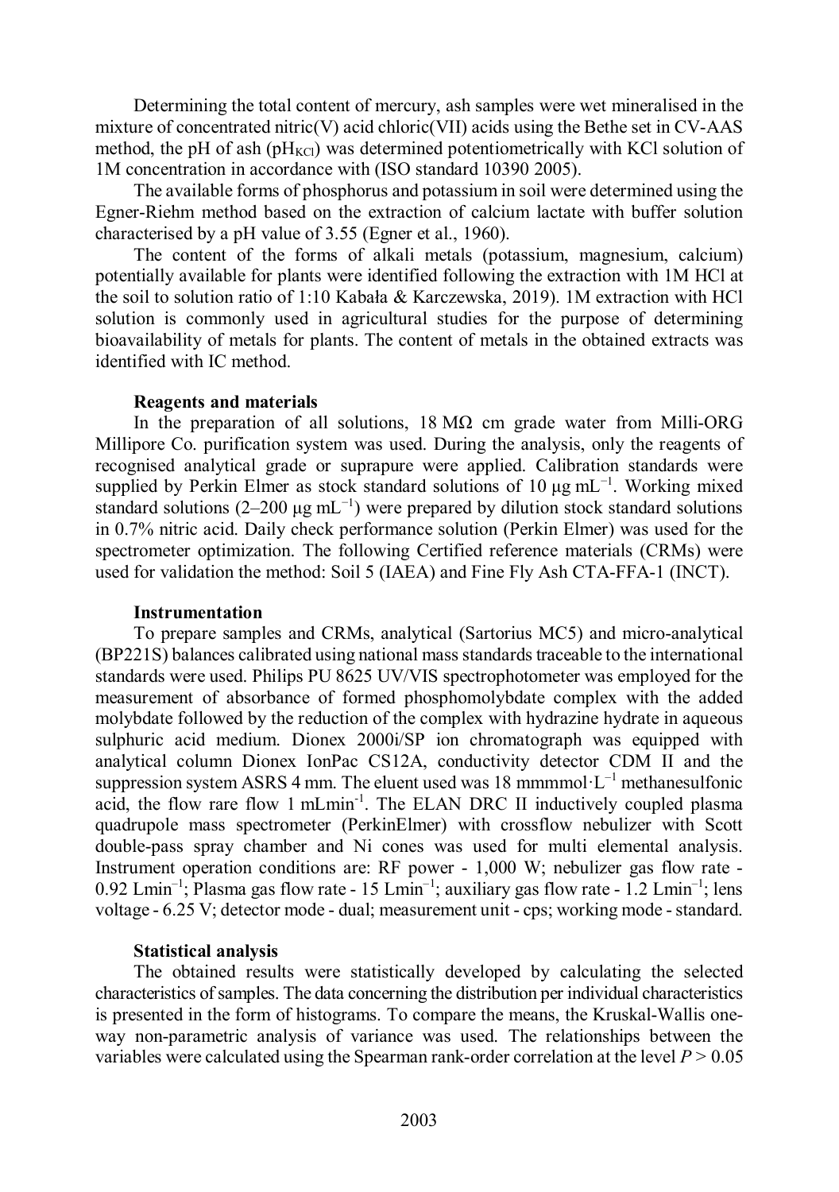Determining the total content of mercury, ash samples were wet mineralised in the mixture of concentrated nitric(V) acid chloric(VII) acids using the Bethe set in CV-AAS method, the pH of ash ($pH_{KCl}$) was determined potentiometrically with KCl solution of 1M concentration in accordance with (ISO standard 10390 2005).

The available forms of phosphorus and potassium in soil were determined using the Egner-Riehm method based on the extraction of calcium lactate with buffer solution characterised by a pH value of 3.55 (Egner et al., 1960).

The content of the forms of alkali metals (potassium, magnesium, calcium) potentially available for plants were identified following the extraction with 1M HCl at the soil to solution ratio of 1:10 Kabała & Karczewska, 2019). 1M extraction with HCl solution is commonly used in agricultural studies for the purpose of determining bioavailability of metals for plants. The content of metals in the obtained extracts was identified with IC method.

### Reagents and materials

In the preparation of all solutions, 18 MΩ cm grade water from Milli-ORG Millipore Co. purification system was used. During the analysis, only the reagents of recognised analytical grade or suprapure were applied. Calibration standards were supplied by Perkin Elmer as stock standard solutions of 10 μg $mL^{-1}$. Working mixed standard solutions (2–200 μg $mL^{-1}$) were prepared by dilution stock standard solutions in 0.7% nitric acid. Daily check performance solution (Perkin Elmer) was used for the spectrometer optimization. The following Certified reference materials (CRMs) were used for validation the method: Soil 5 (IAEA) and Fine Fly Ash CTA-FFA-1 (INCT).

### Instrumentation

To prepare samples and CRMs, analytical (Sartorius MC5) and micro-analytical (BP221S) balances calibrated using national mass standards traceable to the international standards were used. Philips PU 8625 UV/VIS spectrophotometer was employed for the measurement of absorbance of formed phosphomolybdate complex with the added molybdate followed by the reduction of the complex with hydrazine hydrate in aqueous sulphuric acid medium. Dionex 2000i/SP ion chromatograph was equipped with analytical column Dionex IonPac CS12A, conductivity detector CDM II and the suppression system ASRS 4 mm. The eluent used was 18 mmmmol·$L^{-1}$ methanesulfonic acid, the flow rare flow 1 $mLmin^{-1}$. The ELAN DRC II inductively coupled plasma quadrupole mass spectrometer (PerkinElmer) with crossflow nebulizer with Scott double-pass spray chamber and Ni cones was used for multi elemental analysis. Instrument operation conditions are: RF power - 1,000 W; nebulizer gas flow rate - 0.92 $Lmin^{-1}$; Plasma gas flow rate - 15 $Lmin^{-1}$; auxiliary gas flow rate - 1.2 $Lmin^{-1}$; lens voltage - 6.25 V; detector mode - dual; measurement unit - cps; working mode - standard.

### Statistical analysis

The obtained results were statistically developed by calculating the selected characteristics of samples. The data concerning the distribution per individual characteristics is presented in the form of histograms. To compare the means, the Kruskal-Wallis one-way non-parametric analysis of variance was used. The relationships between the variables were calculated using the Spearman rank-order correlation at the level $P > 0.05$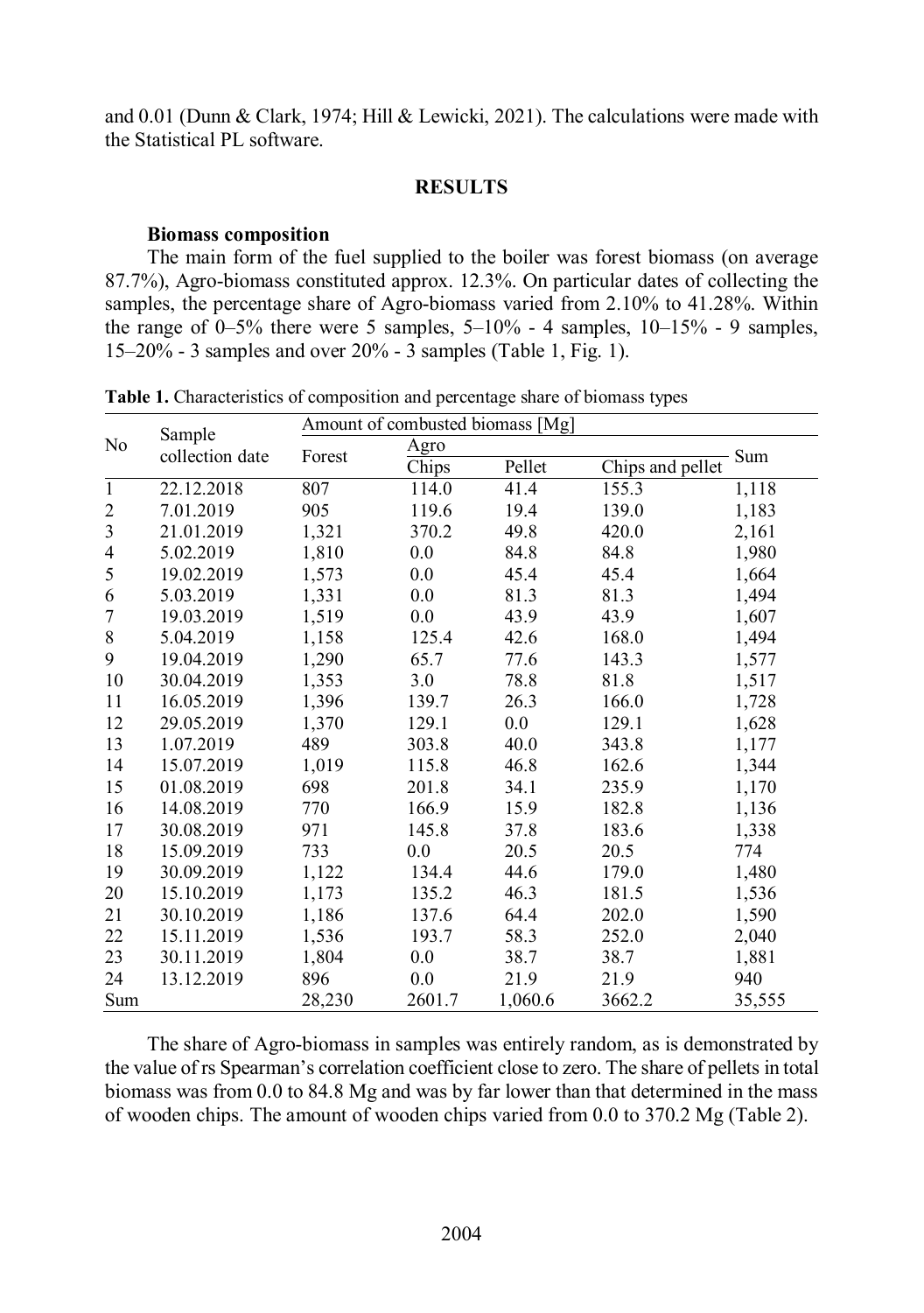and 0.01 (Dunn & Clark, 1974; Hill & Lewicki, 2021). The calculations were made with the Statistical PL software.

## RESULTS

### Biomass composition

The main form of the fuel supplied to the boiler was forest biomass (on average 87.7%), Agro-biomass constituted approx. 12.3%. On particular dates of collecting the samples, the percentage share of Agro-biomass varied from 2.10% to 41.28%. Within the range of 0–5% there were 5 samples, 5–10% - 4 samples, 10–15% - 9 samples, 15–20% - 3 samples and over 20% - 3 samples (Table 1, Fig. 1).

**Table 1.** Characteristics of composition and percentage share of biomass types

| No | Sample collection date | Amount of combusted biomass [Mg] | | | | |
|---|---|---|---|---|---|---|
| | | Forest | Agro | | | Sum |
| | | | Chips | Pellet | Chips and pellet | |
| 1 | 22.12.2018 | 807 | 114.0 | 41.4 | 155.3 | 1,118 |
| 2 | 7.01.2019 | 905 | 119.6 | 19.4 | 139.0 | 1,183 |
| 3 | 21.01.2019 | 1,321 | 370.2 | 49.8 | 420.0 | 2,161 |
| 4 | 5.02.2019 | 1,810 | 0.0 | 84.8 | 84.8 | 1,980 |
| 5 | 19.02.2019 | 1,573 | 0.0 | 45.4 | 45.4 | 1,664 |
| 6 | 5.03.2019 | 1,331 | 0.0 | 81.3 | 81.3 | 1,494 |
| 7 | 19.03.2019 | 1,519 | 0.0 | 43.9 | 43.9 | 1,607 |
| 8 | 5.04.2019 | 1,158 | 125.4 | 42.6 | 168.0 | 1,494 |
| 9 | 19.04.2019 | 1,290 | 65.7 | 77.6 | 143.3 | 1,577 |
| 10 | 30.04.2019 | 1,353 | 3.0 | 78.8 | 81.8 | 1,517 |
| 11 | 16.05.2019 | 1,396 | 139.7 | 26.3 | 166.0 | 1,728 |
| 12 | 29.05.2019 | 1,370 | 129.1 | 0.0 | 129.1 | 1,628 |
| 13 | 1.07.2019 | 489 | 303.8 | 40.0 | 343.8 | 1,177 |
| 14 | 15.07.2019 | 1,019 | 115.8 | 46.8 | 162.6 | 1,344 |
| 15 | 01.08.2019 | 698 | 201.8 | 34.1 | 235.9 | 1,170 |
| 16 | 14.08.2019 | 770 | 166.9 | 15.9 | 182.8 | 1,136 |
| 17 | 30.08.2019 | 971 | 145.8 | 37.8 | 183.6 | 1,338 |
| 18 | 15.09.2019 | 733 | 0.0 | 20.5 | 20.5 | 774 |
| 19 | 30.09.2019 | 1,122 | 134.4 | 44.6 | 179.0 | 1,480 |
| 20 | 15.10.2019 | 1,173 | 135.2 | 46.3 | 181.5 | 1,536 |
| 21 | 30.10.2019 | 1,186 | 137.6 | 64.4 | 202.0 | 1,590 |
| 22 | 15.11.2019 | 1,536 | 193.7 | 58.3 | 252.0 | 2,040 |
| 23 | 30.11.2019 | 1,804 | 0.0 | 38.7 | 38.7 | 1,881 |
| 24 | 13.12.2019 | 896 | 0.0 | 21.9 | 21.9 | 940 |
| Sum | | 28,230 | 2601.7 | 1,060.6 | 3662.2 | 35,555 |

The share of Agro-biomass in samples was entirely random, as is demonstrated by the value of rs Spearman's correlation coefficient close to zero. The share of pellets in total biomass was from 0.0 to 84.8 Mg and was by far lower than that determined in the mass of wooden chips. The amount of wooden chips varied from 0.0 to 370.2 Mg (Table 2).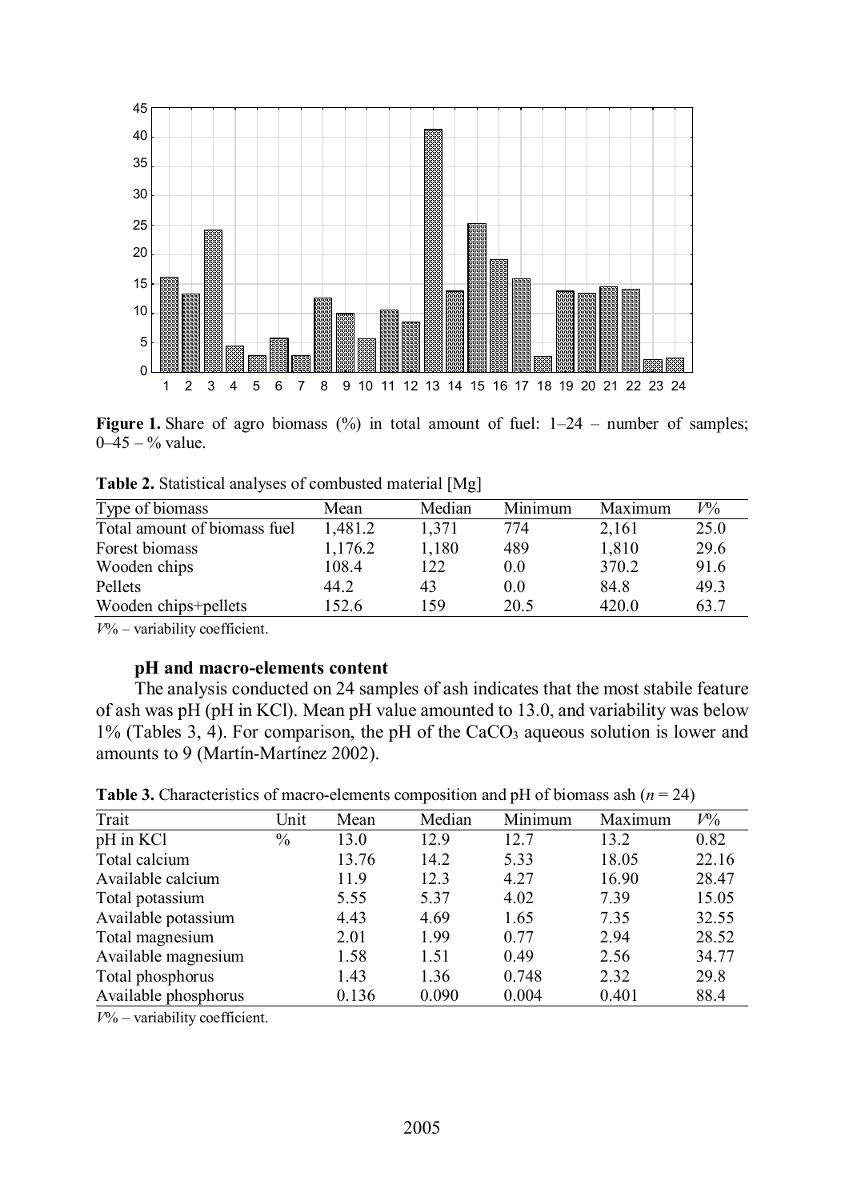**Figure 1.** Share of agro biomass (%) in total amount of fuel: 1–24 – number of samples; 0–45 – % value.

**Table 2.** Statistical analyses of combusted material [Mg]

| Type of biomass | Mean | Median | Minimum | Maximum | $V$% |
|---|---|---|---|---|---|
| Total amount of biomass fuel | 1,481.2 | 1,371 | 774 | 2,161 | 25.0 |
| Forest biomass | 1,176.2 | 1,180 | 489 | 1,810 | 29.6 |
| Wooden chips | 108.4 | 122 | 0.0 | 370.2 | 91.6 |
| Pellets | 44.2 | 43 | 0.0 | 84.8 | 49.3 |
| Wooden chips+pellets | 152.6 | 159 | 20.5 | 420.0 | 63.7 |

$V$% – variability coefficient.

### pH and macro-elements content

The analysis conducted on 24 samples of ash indicates that the most stabile feature of ash was pH (pH in KCl). Mean pH value amounted to 13.0, and variability was below 1% (Tables 3, 4). For comparison, the pH of the $CaCO_3$ aqueous solution is lower and amounts to 9 (Martín-Martínez 2002).

**Table 3.** Characteristics of macro-elements composition and pH of biomass ash ($n$ = 24)

| Trait | Unit | Mean | Median | Minimum | Maximum | $V$% |
|---|---|---|---|---|---|---|
| pH in KCl | % | 13.0 | 12.9 | 12.7 | 13.2 | 0.82 |
| Total calcium | | 13.76 | 14.2 | 5.33 | 18.05 | 22.16 |
| Available calcium | | 11.9 | 12.3 | 4.27 | 16.90 | 28.47 |
| Total potassium | | 5.55 | 5.37 | 4.02 | 7.39 | 15.05 |
| Available potassium | | 4.43 | 4.69 | 1.65 | 7.35 | 32.55 |
| Total magnesium | | 2.01 | 1.99 | 0.77 | 2.94 | 28.52 |
| Available magnesium | | 1.58 | 1.51 | 0.49 | 2.56 | 34.77 |
| Total phosphorus | | 1.43 | 1.36 | 0.748 | 2.32 | 29.8 |
| Available phosphorus | | 0.136 | 0.090 | 0.004 | 0.401 | 88.4 |

$V$% – variability coefficient.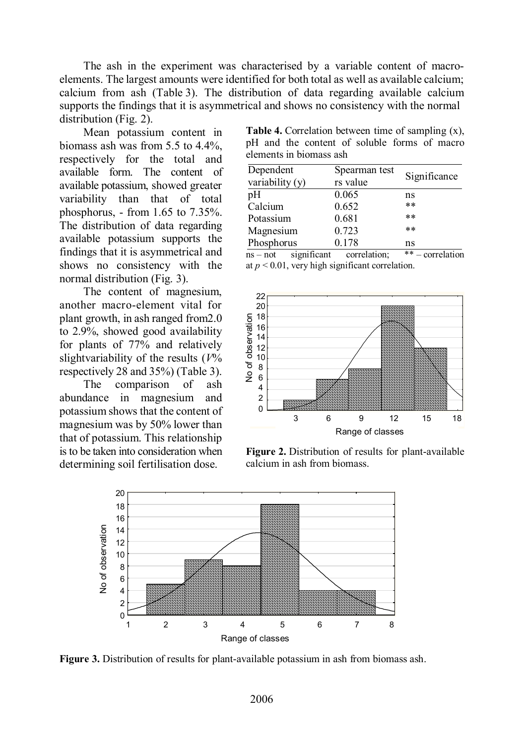The ash in the experiment was characterised by a variable content of macro-elements. The largest amounts were identified for both total as well as available calcium; calcium from ash (Table 3). The distribution of data regarding available calcium supports the findings that it is asymmetrical and shows no consistency with the normal distribution (Fig. 2).

Mean potassium content in biomass ash was from 5.5 to 4.4%, respectively for the total and available form. The content of available potassium, showed greater variability than that of total phosphorus, - from 1.65 to 7.35%. The distribution of data regarding available potassium supports the findings that it is asymmetrical and shows no consistency with the normal distribution (Fig. 3).

The content of magnesium, another macro-element vital for plant growth, in ash ranged from2.0 to 2.9%, showed good availability for plants of 77% and relatively slightvariability of the results (*V*% respectively 28 and 35%) (Table 3).

The comparison of ash abundance in magnesium and potassium shows that the content of magnesium was by 50% lower than that of potassium. This relationship is to be taken into consideration when determining soil fertilisation dose.

**Table 4.** Correlation between time of sampling (x), pH and the content of soluble forms of macro elements in biomass ash

| Dependent variability (y) | Spearman test rs value | Significance |
|---|---|---|
| pH | 0.065 | ns |
| Calcium | 0.652 | ** |
| Potassium | 0.681 | ** |
| Magnesium | 0.723 | ** |
| Phosphorus | 0.178 | ns |

ns – not significant correlation; ** – correlation at $p < 0.01$, very high significant correlation.

**Figure 2.** Distribution of results for plant-available calcium in ash from biomass.

**Figure 3.** Distribution of results for plant-available potassium in ash from biomass ash.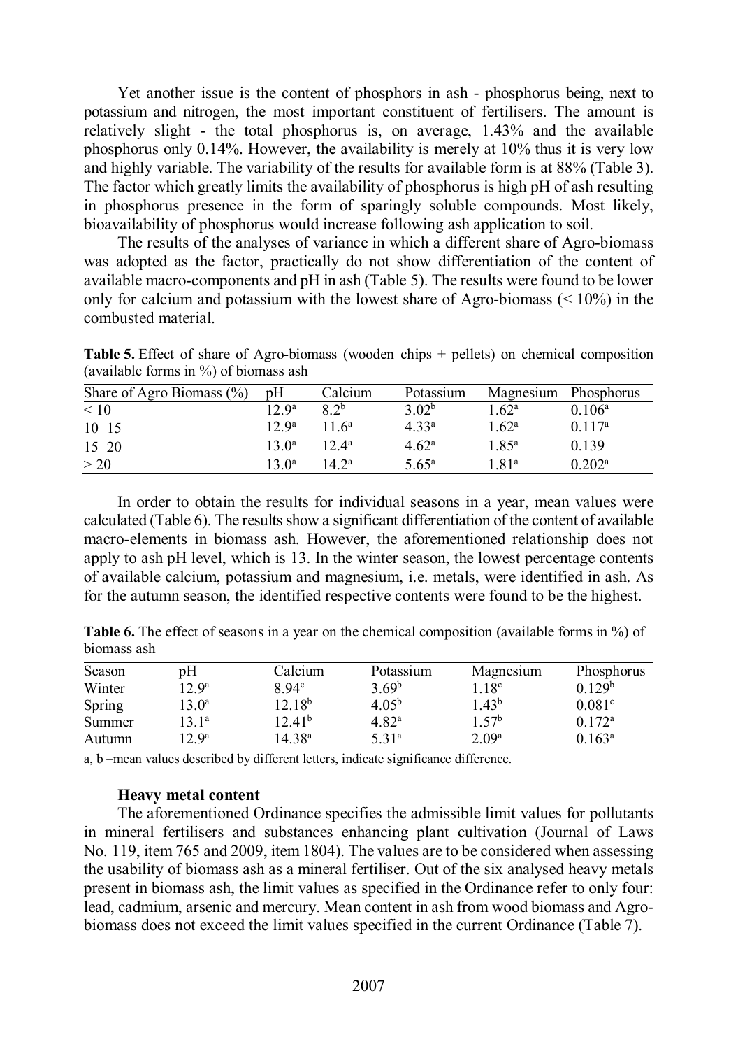Yet another issue is the content of phosphors in ash - phosphorus being, next to potassium and nitrogen, the most important constituent of fertilisers. The amount is relatively slight - the total phosphorus is, on average, 1.43% and the available phosphorus only 0.14%. However, the availability is merely at 10% thus it is very low and highly variable. The variability of the results for available form is at 88% (Table 3). The factor which greatly limits the availability of phosphorus is high pH of ash resulting in phosphorus presence in the form of sparingly soluble compounds. Most likely, bioavailability of phosphorus would increase following ash application to soil.

The results of the analyses of variance in which a different share of Agro-biomass was adopted as the factor, practically do not show differentiation of the content of available macro-components and pH in ash (Table 5). The results were found to be lower only for calcium and potassium with the lowest share of Agro-biomass (< 10%) in the combusted material.

**Table 5.** Effect of share of Agro-biomass (wooden chips + pellets) on chemical composition (available forms in %) of biomass ash

| Share of Agro Biomass (%) | pH | Calcium | Potassium | Magnesium | Phosphorus |
|---|---|---|---|---|---|
| < 10 | 12.9[a] | 8.2[b] | 3.02[b] | 1.62[a] | 0.106[a] |
| 10–15 | 12.9[a] | 11.6[a] | 4.33[a] | 1.62[a] | 0.117[a] |
| 15–20 | 13.0[a] | 12.4[a] | 4.62[a] | 1.85[a] | 0.139 |
| > 20 | 13.0[a] | 14.2[a] | 5.65[a] | 1.81[a] | 0.202[a] |

In order to obtain the results for individual seasons in a year, mean values were calculated (Table 6). The results show a significant differentiation of the content of available macro-elements in biomass ash. However, the aforementioned relationship does not apply to ash pH level, which is 13. In the winter season, the lowest percentage contents of available calcium, potassium and magnesium, i.e. metals, were identified in ash. As for the autumn season, the identified respective contents were found to be the highest.

**Table 6.** The effect of seasons in a year on the chemical composition (available forms in %) of biomass ash

| Season | pH | Calcium | Potassium | Magnesium | Phosphorus |
|---|---|---|---|---|---|
| Winter | 12.9[a] | 8.94[c] | 3.69[b] | 1.18[c] | 0.129[b] |
| Spring | 13.0[a] | 12.18[b] | 4.05[b] | 1.43[b] | 0.081[c] |
| Summer | 13.1[a] | 12.41[b] | 4.82[a] | 1.57[b] | 0.172[a] |
| Autumn | 12.9[a] | 14.38[a] | 5.31[a] | 2.09[a] | 0.163[a] |

a, b –mean values described by different letters, indicate significance difference.

### Heavy metal content

The aforementioned Ordinance specifies the admissible limit values for pollutants in mineral fertilisers and substances enhancing plant cultivation (Journal of Laws No. 119, item 765 and 2009, item 1804). The values are to be considered when assessing the usability of biomass ash as a mineral fertiliser. Out of the six analysed heavy metals present in biomass ash, the limit values as specified in the Ordinance refer to only four: lead, cadmium, arsenic and mercury. Mean content in ash from wood biomass and Agro-biomass does not exceed the limit values specified in the current Ordinance (Table 7).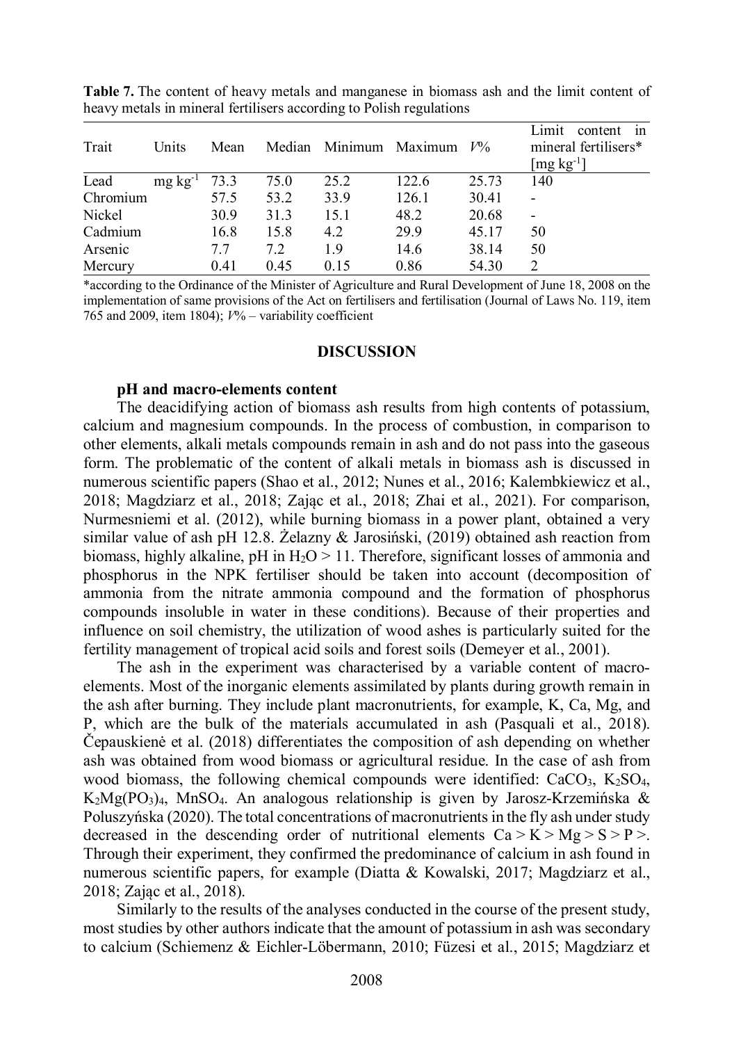**Table 7.** The content of heavy metals and manganese in biomass ash and the limit content of heavy metals in mineral fertilisers according to Polish regulations

| Trait | Units | Mean | Median | Minimum | Maximum | *V*% | Limit content in mineral fertilisers* [mg kg$^{-1}$] |
|---|---|---|---|---|---|---|---|
| Lead | mg kg$^{-1}$ | 73.3 | 75.0 | 25.2 | 122.6 | 25.73 | 140 |
| Chromium | | 57.5 | 53.2 | 33.9 | 126.1 | 30.41 | - |
| Nickel | | 30.9 | 31.3 | 15.1 | 48.2 | 20.68 | - |
| Cadmium | | 16.8 | 15.8 | 4.2 | 29.9 | 45.17 | 50 |
| Arsenic | | 7.7 | 7.2 | 1.9 | 14.6 | 38.14 | 50 |
| Mercury | | 0.41 | 0.45 | 0.15 | 0.86 | 54.30 | 2 |

*according to the Ordinance of the Minister of Agriculture and Rural Development of June 18, 2008 on the implementation of same provisions of the Act on fertilisers and fertilisation (Journal of Laws No. 119, item 765 and 2009, item 1804); *V*% – variability coefficient

## DISCUSSION

### pH and macro-elements content

The deacidifying action of biomass ash results from high contents of potassium, calcium and magnesium compounds. In the process of combustion, in comparison to other elements, alkali metals compounds remain in ash and do not pass into the gaseous form. The problematic of the content of alkali metals in biomass ash is discussed in numerous scientific papers (Shao et al., 2012; Nunes et al., 2016; Kalembkiewicz et al., 2018; Magdziarz et al., 2018; Zając et al., 2018; Zhai et al., 2021). For comparison, Nurmesniemi et al. (2012), while burning biomass in a power plant, obtained a very similar value of ash pH 12.8. Żelazny & Jarosiński, (2019) obtained ash reaction from biomass, highly alkaline, pH in $H_2O$ > 11. Therefore, significant losses of ammonia and phosphorus in the NPK fertiliser should be taken into account (decomposition of ammonia from the nitrate ammonia compound and the formation of phosphorus compounds insoluble in water in these conditions). Because of their properties and influence on soil chemistry, the utilization of wood ashes is particularly suited for the fertility management of tropical acid soils and forest soils (Demeyer et al., 2001).

The ash in the experiment was characterised by a variable content of macro-elements. Most of the inorganic elements assimilated by plants during growth remain in the ash after burning. They include plant macronutrients, for example, K, Ca, Mg, and P, which are the bulk of the materials accumulated in ash (Pasquali et al., 2018). Čepauskienė et al. (2018) differentiates the composition of ash depending on whether ash was obtained from wood biomass or agricultural residue. In the case of ash from wood biomass, the following chemical compounds were identified: $CaCO_3$, $K_2SO_4$, $K_2Mg(PO_3)_4$, $MnSO_4$. An analogous relationship is given by Jarosz-Krzemińska & Poluszyńska (2020). The total concentrations of macronutrients in the fly ash under study decreased in the descending order of nutritional elements Ca > K > Mg > S > P >. Through their experiment, they confirmed the predominance of calcium in ash found in numerous scientific papers, for example (Diatta & Kowalski, 2017; Magdziarz et al., 2018; Zając et al., 2018).

Similarly to the results of the analyses conducted in the course of the present study, most studies by other authors indicate that the amount of potassium in ash was secondary to calcium (Schiemenz & Eichler-Löbermann, 2010; Füzesi et al., 2015; Magdziarz et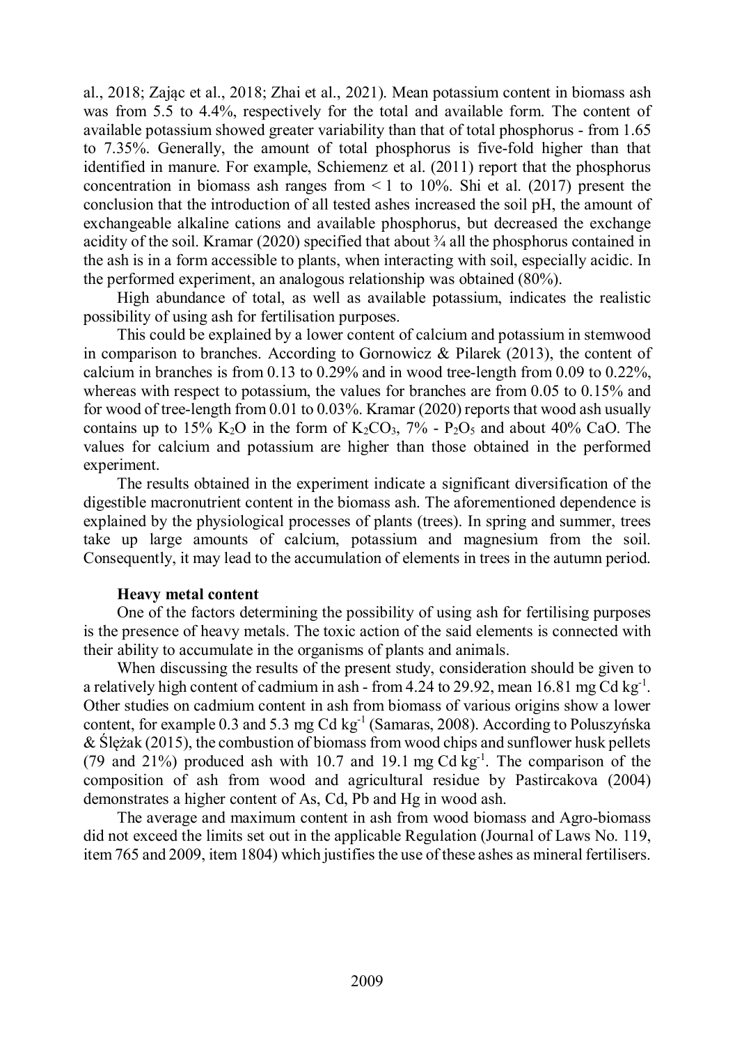al., 2018; Zając et al., 2018; Zhai et al., 2021). Mean potassium content in biomass ash was from 5.5 to 4.4%, respectively for the total and available form. The content of available potassium showed greater variability than that of total phosphorus - from 1.65 to 7.35%. Generally, the amount of total phosphorus is five-fold higher than that identified in manure. For example, Schiemenz et al. (2011) report that the phosphorus concentration in biomass ash ranges from < 1 to 10%. Shi et al. (2017) present the conclusion that the introduction of all tested ashes increased the soil pH, the amount of exchangeable alkaline cations and available phosphorus, but decreased the exchange acidity of the soil. Kramar (2020) specified that about ¾ all the phosphorus contained in the ash is in a form accessible to plants, when interacting with soil, especially acidic. In the performed experiment, an analogous relationship was obtained (80%).

High abundance of total, as well as available potassium, indicates the realistic possibility of using ash for fertilisation purposes.

This could be explained by a lower content of calcium and potassium in stemwood in comparison to branches. According to Gornowicz & Pilarek (2013), the content of calcium in branches is from 0.13 to 0.29% and in wood tree-length from 0.09 to 0.22%, whereas with respect to potassium, the values for branches are from 0.05 to 0.15% and for wood of tree-length from 0.01 to 0.03%. Kramar (2020) reports that wood ash usually contains up to 15% $K_2O$ in the form of $K_2CO_3$, 7% - $P_2O_5$ and about 40% CaO. The values for calcium and potassium are higher than those obtained in the performed experiment.

The results obtained in the experiment indicate a significant diversification of the digestible macronutrient content in the biomass ash. The aforementioned dependence is explained by the physiological processes of plants (trees). In spring and summer, trees take up large amounts of calcium, potassium and magnesium from the soil. Consequently, it may lead to the accumulation of elements in trees in the autumn period.

### Heavy metal content

One of the factors determining the possibility of using ash for fertilising purposes is the presence of heavy metals. The toxic action of the said elements is connected with their ability to accumulate in the organisms of plants and animals.

When discussing the results of the present study, consideration should be given to a relatively high content of cadmium in ash - from 4.24 to 29.92, mean 16.81 mg Cd $kg^{-1}$. Other studies on cadmium content in ash from biomass of various origins show a lower content, for example 0.3 and 5.3 mg Cd $kg^{-1}$ (Samaras, 2008). According to Poluszyńska & Ślężak (2015), the combustion of biomass from wood chips and sunflower husk pellets (79 and 21%) produced ash with 10.7 and 19.1 mg Cd $kg^{-1}$. The comparison of the composition of ash from wood and agricultural residue by Pastircakova (2004) demonstrates a higher content of As, Cd, Pb and Hg in wood ash.

The average and maximum content in ash from wood biomass and Agro-biomass did not exceed the limits set out in the applicable Regulation (Journal of Laws No. 119, item 765 and 2009, item 1804) which justifies the use of these ashes as mineral fertilisers.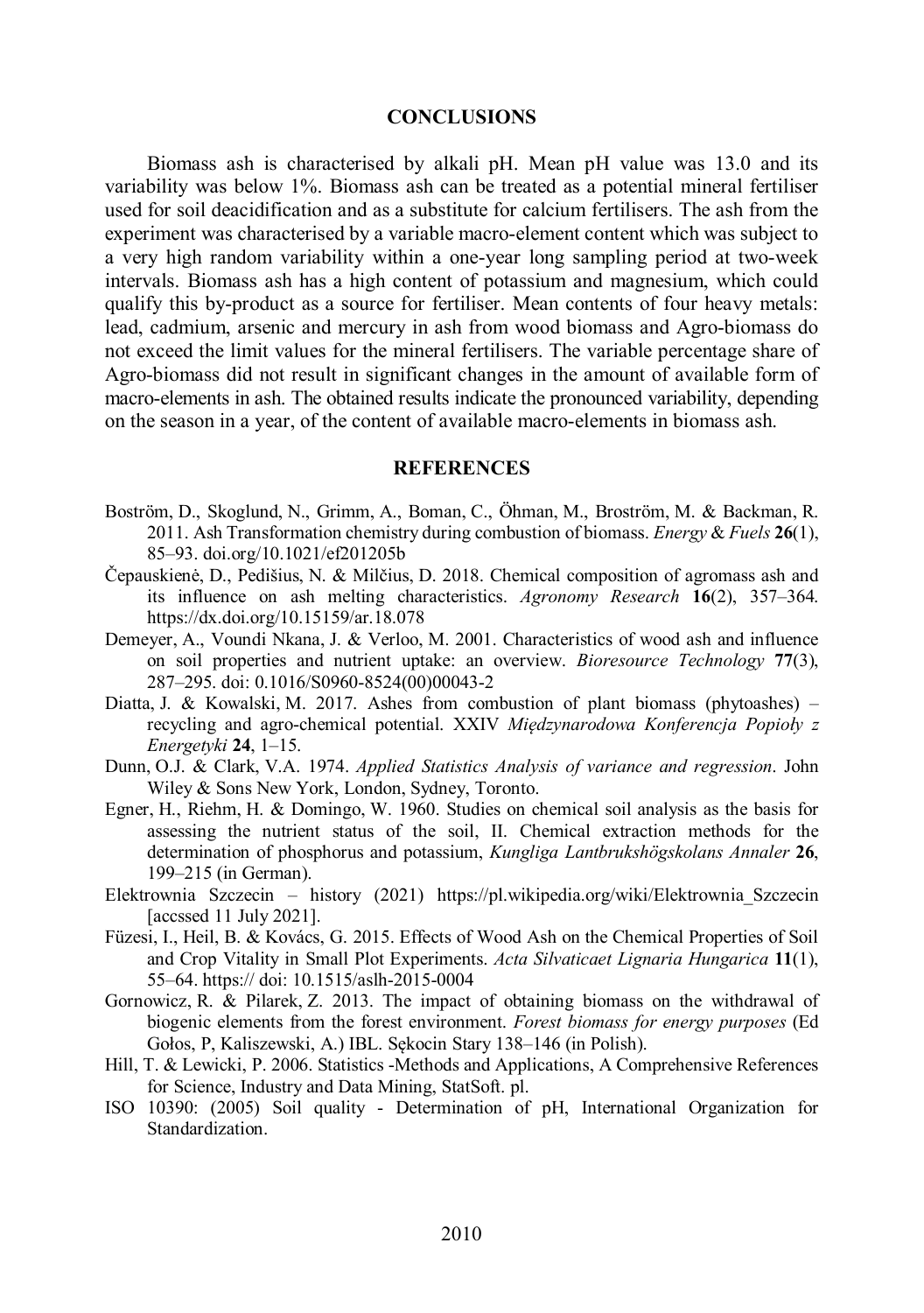## CONCLUSIONS

Biomass ash is characterised by alkali pH. Mean pH value was 13.0 and its variability was below 1%. Biomass ash can be treated as a potential mineral fertiliser used for soil deacidification and as a substitute for calcium fertilisers. The ash from the experiment was characterised by a variable macro-element content which was subject to a very high random variability within a one-year long sampling period at two-week intervals. Biomass ash has a high content of potassium and magnesium, which could qualify this by-product as a source for fertiliser. Mean contents of four heavy metals: lead, cadmium, arsenic and mercury in ash from wood biomass and Agro-biomass do not exceed the limit values for the mineral fertilisers. The variable percentage share of Agro-biomass did not result in significant changes in the amount of available form of macro-elements in ash. The obtained results indicate the pronounced variability, depending on the season in a year, of the content of available macro-elements in biomass ash.

## REFERENCES

Boström, D., Skoglund, N., Grimm, A., Boman, C., Öhman, M., Broström, M. & Backman, R. 2011. Ash Transformation chemistry during combustion of biomass. *Energy & Fuels* **26**(1), 85–93. doi.org/10.1021/ef201205b

Čepauskienė, D., Pedišius, N. & Milčius, D. 2018. Chemical composition of agromass ash and its influence on ash melting characteristics. *Agronomy Research* **16**(2), 357–364. https://dx.doi.org/10.15159/ar.18.078

Demeyer, A., Voundi Nkana, J. & Verloo, M. 2001. Characteristics of wood ash and influence on soil properties and nutrient uptake: an overview. *Bioresource Technology* **77**(3), 287–295. doi: 0.1016/S0960-8524(00)00043-2

Diatta, J. & Kowalski, M. 2017. Ashes from combustion of plant biomass (phytoashes) – recycling and agro-chemical potential. XXIV *Międzynarodowa Konferencja Popioły z Energetyki* **24**, 1–15.

Dunn, O.J. & Clark, V.A. 1974. *Applied Statistics Analysis of variance and regression*. John Wiley & Sons New York, London, Sydney, Toronto.

Egner, H., Riehm, H. & Domingo, W. 1960. Studies on chemical soil analysis as the basis for assessing the nutrient status of the soil, II. Chemical extraction methods for the determination of phosphorus and potassium, *Kungliga Lantbrukshögskolans Annaler* **26**, 199–215 (in German).

Elektrownia Szczecin – history (2021) https://pl.wikipedia.org/wiki/Elektrownia_Szczecin [accssed 11 July 2021].

Füzesi, I., Heil, B. & Kovács, G. 2015. Effects of Wood Ash on the Chemical Properties of Soil and Crop Vitality in Small Plot Experiments. *Acta Silvaticaet Lignaria Hungarica* **11**(1), 55–64. https:// doi: 10.1515/aslh-2015-0004

Gornowicz, R. & Pilarek, Z. 2013. The impact of obtaining biomass on the withdrawal of biogenic elements from the forest environment. *Forest biomass for energy purposes* (Ed Gołos, P, Kaliszewski, A.) IBL. Sękocin Stary 138–146 (in Polish).

Hill, T. & Lewicki, P. 2006. Statistics -Methods and Applications, A Comprehensive References for Science, Industry and Data Mining, StatSoft. pl.

ISO 10390: (2005) Soil quality - Determination of pH, International Organization for Standardization.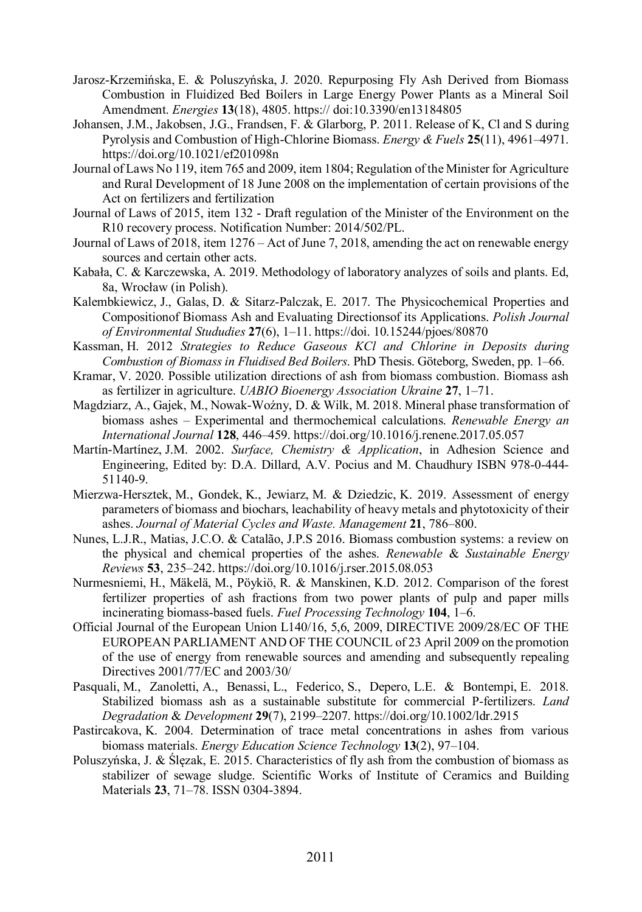Jarosz-Krzemińska, E. & Poluszyńska, J. 2020. Repurposing Fly Ash Derived from Biomass Combustion in Fluidized Bed Boilers in Large Energy Power Plants as a Mineral Soil Amendment. *Energies* **13**(18), 4805. https:// doi:10.3390/en13184805

Johansen, J.M., Jakobsen, J.G., Frandsen, F. & Glarborg, P. 2011. Release of K, Cl and S during Pyrolysis and Combustion of High-Chlorine Biomass. *Energy & Fuels* **25**(11), 4961–4971. https://doi.org/10.1021/ef201098n

Journal of Laws No 119, item 765 and 2009, item 1804; Regulation of the Minister for Agriculture and Rural Development of 18 June 2008 on the implementation of certain provisions of the Act on fertilizers and fertilization

Journal of Laws of 2015, item 132 - Draft regulation of the Minister of the Environment on the R10 recovery process. Notification Number: 2014/502/PL.

Journal of Laws of 2018, item 1276 – Act of June 7, 2018, amending the act on renewable energy sources and certain other acts.

Kabała, C. & Karczewska, A. 2019. Methodology of laboratory analyzes of soils and plants. Ed, 8a, Wrocław (in Polish).

Kalembkiewicz, J., Galas, D. & Sitarz-Palczak, E. 2017. The Physicochemical Properties and Compositionof Biomass Ash and Evaluating Directionsof its Applications. *Polish Journal of Environmental Stududies* **27**(6), 1–11. https://doi. 10.15244/pjoes/80870

Kassman, H. 2012 *Strategies to Reduce Gaseous KCl and Chlorine in Deposits during Combustion of Biomass in Fluidised Bed Boilers*. PhD Thesis. Göteborg, Sweden, pp. 1–66.

Kramar, V. 2020. Possible utilization directions of ash from biomass combustion. Biomass ash as fertilizer in agriculture. *UABIO Bioenergy Association Ukraine* **27**, 1–71.

Magdziarz, A., Gajek, M., Nowak-Woźny, D. & Wilk, M. 2018. Mineral phase transformation of biomass ashes – Experimental and thermochemical calculations. *Renewable Energy an International Journal* **128**, 446–459. https://doi.org/10.1016/j.renene.2017.05.057

Martín-Martínez, J.M. 2002. *Surface, Chemistry & Application*, in Adhesion Science and Engineering, Edited by: D.A. Dillard, A.V. Pocius and M. Chaudhury ISBN 978-0-444-51140-9.

Mierzwa-Hersztek, M., Gondek, K., Jewiarz, M. & Dziedzic, K. 2019. Assessment of energy parameters of biomass and biochars, leachability of heavy metals and phytotoxicity of their ashes. *Journal of Material Cycles and Waste. Management* **21**, 786–800.

Nunes, L.J.R., Matias, J.C.O. & Catalão, J.P.S 2016. Biomass combustion systems: a review on the physical and chemical properties of the ashes. *Renewable & Sustainable Energy Reviews* **53**, 235–242. https://doi.org/10.1016/j.rser.2015.08.053

Nurmesniemi, H., Mäkelä, M., Pöykiö, R. & Manskinen, K.D. 2012. Comparison of the forest fertilizer properties of ash fractions from two power plants of pulp and paper mills incinerating biomass-based fuels. *Fuel Processing Technology* **104**, 1–6.

Official Journal of the European Union L140/16, 5,6, 2009, DIRECTIVE 2009/28/EC OF THE EUROPEAN PARLIAMENT AND OF THE COUNCIL of 23 April 2009 on the promotion of the use of energy from renewable sources and amending and subsequently repealing Directives 2001/77/EC and 2003/30/

Pasquali, M., Zanoletti, A., Benassi, L., Federico, S., Depero, L.E. & Bontempi, E. 2018. Stabilized biomass ash as a sustainable substitute for commercial P-fertilizers. *Land Degradation & Development* **29**(7), 2199–2207. https://doi.org/10.1002/ldr.2915

Pastircakova, K. 2004. Determination of trace metal concentrations in ashes from various biomass materials. *Energy Education Science Technology* **13**(2), 97–104.

Poluszyńska, J. & Ślęzak, E. 2015. Characteristics of fly ash from the combustion of biomass as stabilizer of sewage sludge. Scientific Works of Institute of Ceramics and Building Materials **23**, 71–78. ISSN 0304-3894.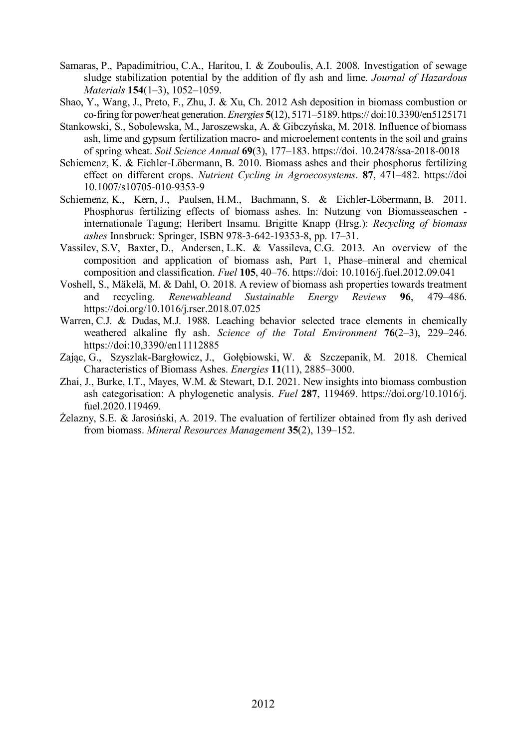Samaras, P., Papadimitriou, C.A., Haritou, I. & Zouboulis, A.I. 2008. Investigation of sewage sludge stabilization potential by the addition of fly ash and lime. *Journal of Hazardous Materials* **154**(1–3), 1052–1059.

Shao, Y., Wang, J., Preto, F., Zhu, J. & Xu, Ch. 2012 Ash deposition in biomass combustion or co-firing for power/heat generation. *Energies* **5**(12), 5171–5189. https:// doi:10.3390/en5125171

Stankowski, S., Sobolewska, M., Jaroszewska, A. & Gibczyńska, M. 2018. Influence of biomass ash, lime and gypsum fertilization macro- and microelement contents in the soil and grains of spring wheat. *Soil Science Annual* **69**(3), 177–183. https://doi. 10.2478/ssa-2018-0018

Schiemenz, K. & Eichler-Löbermann, B. 2010. Biomass ashes and their phosphorus fertilizing effect on different crops. *Nutrient Cycling in Agroecosystems*. **87**, 471–482. https://doi 10.1007/s10705-010-9353-9

Schiemenz, K., Kern, J., Paulsen, H.M., Bachmann, S. & Eichler-Löbermann, B. 2011. Phosphorus fertilizing effects of biomass ashes. In: Nutzung von Biomasseaschen - internationale Tagung; Heribert Insamu. Brigitte Knapp (Hrsg.): *Recycling of biomass ashes* Innsbruck: Springer, ISBN 978-3-642-19353-8, pp. 17–31.

Vassilev, S.V, Baxter, D., Andersen, L.K. & Vassileva, C.G. 2013. An overview of the composition and application of biomass ash, Part 1, Phase–mineral and chemical composition and classification. *Fuel* **105**, 40–76. https://doi: 10.1016/j.fuel.2012.09.041

Voshell, S., Mäkelä, M. & Dahl, O. 2018. A review of biomass ash properties towards treatment and recycling. *Renewableand Sustainable Energy Reviews* **96**, 479–486. https://doi.org/10.1016/j.rser.2018.07.025

Warren, C.J. & Dudas, M.J. 1988. Leaching behavior selected trace elements in chemically weathered alkaline fly ash. *Science of the Total Environment* **76**(2–3), 229–246. https://doi:10,3390/en11112885

Zając, G., Szyszlak-Bargłowicz, J., Gołębiowski, W. & Szczepanik, M. 2018. Chemical Characteristics of Biomass Ashes. *Energies* **11**(11), 2885–3000.

Zhai, J., Burke, I.T., Mayes, W.M. & Stewart, D.I. 2021. New insights into biomass combustion ash categorisation: A phylogenetic analysis. *Fuel* **287**, 119469. https://doi.org/10.1016/j.fuel.2020.119469.

Żelazny, S.E. & Jarosiński, A. 2019. The evaluation of fertilizer obtained from fly ash derived from biomass. *Mineral Resources Management* **35**(2), 139–152.